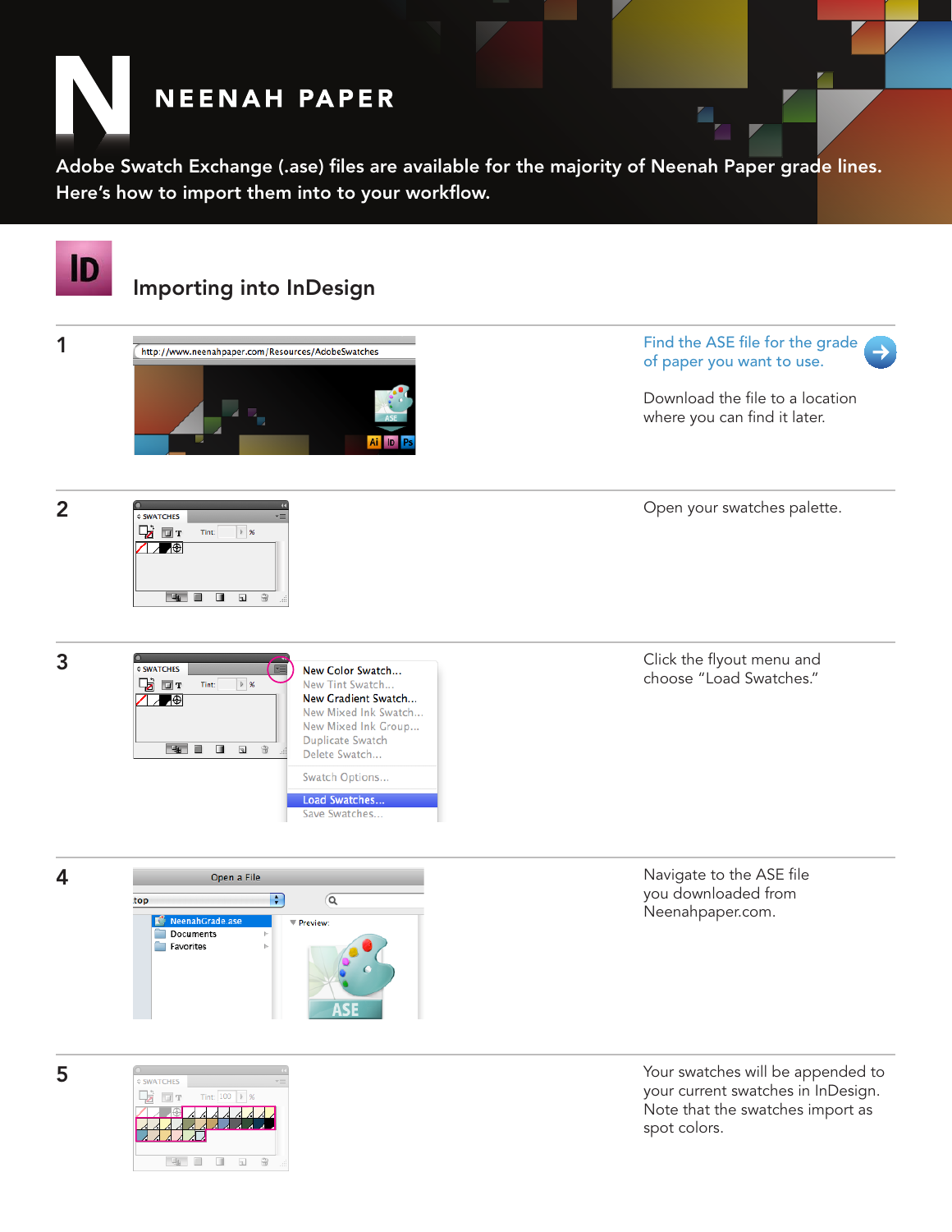# NEENAH PAPER

Adobe Swatch Exchange (.ase) files are available for the majority of Neenah Paper grade lines. Here's how to import them into to your workflow.

## Importing into InDesign

**1**

Find the ASE file for the grade of paper you want to use.

Download the file to a location where you can find it later.

**2**

Open your swatches palette.

**3**

Click the flyout menu and choose "Load Swatches."

**4**

Navigate to the ASE file you downloaded from Neenahpaper.com.

**5**

Your swatches will be appended to your current swatches in InDesign. Note that the swatches import as spot colors.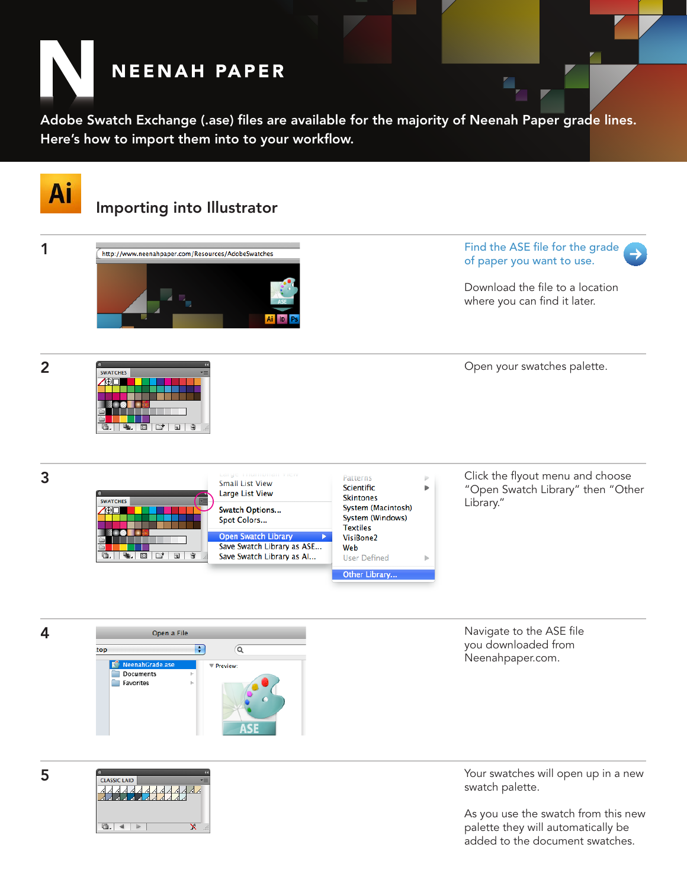# NEENAH PAPER

Adobe Swatch Exchange (.ase) files are available for the majority of Neenah Paper grade lines. Here's how to import them into to your workflow.

## Importing into Illustrator

**1**

Find the ASE file for the grade of paper you want to use.

Download the file to a location where you can find it later.

**2**

Open your swatches palette.

**3**

Click the flyout menu and choose "Open Swatch Library" then "Other Library."

**4**

Navigate to the ASE file you downloaded from Neenahpaper.com.

**5**

Your swatches will open up in a new swatch palette.

As you use the swatch from this new palette they will automatically be added to the document swatches.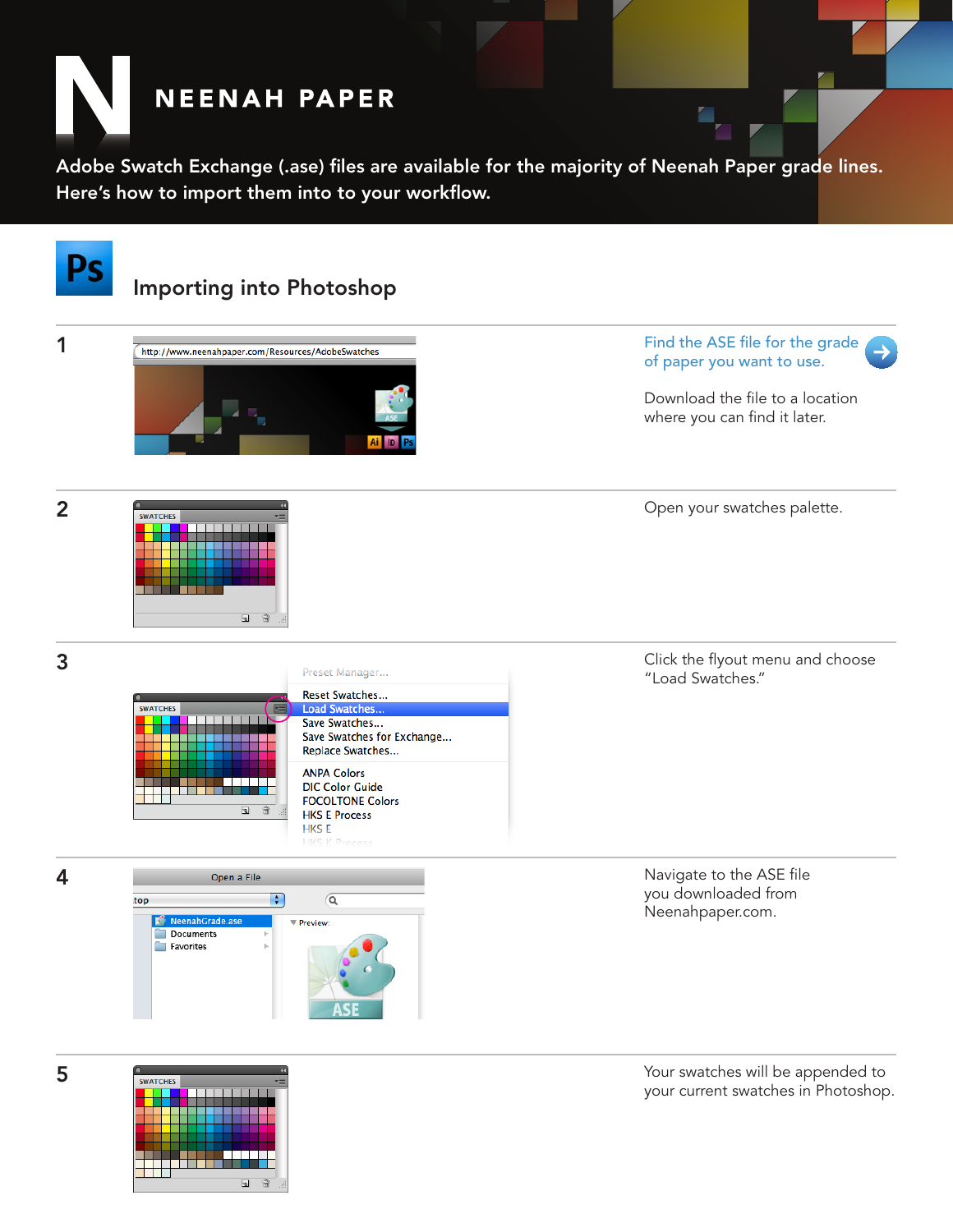# NEENAH PAPER

Adobe Swatch Exchange (.ase) files are available for the majority of Neenah Paper grade lines. Here's how to import them into to your workflow.

## Importing into Photoshop

**1**

Find the ASE file for the grade of paper you want to use.

Download the file to a location where you can find it later.

**2**

Open your swatches palette.

**3**

Click the flyout menu and choose "Load Swatches."

**4**

Navigate to the ASE file you downloaded from Neenahpaper.com.

**5**

Your swatches will be appended to your current swatches in Photoshop.